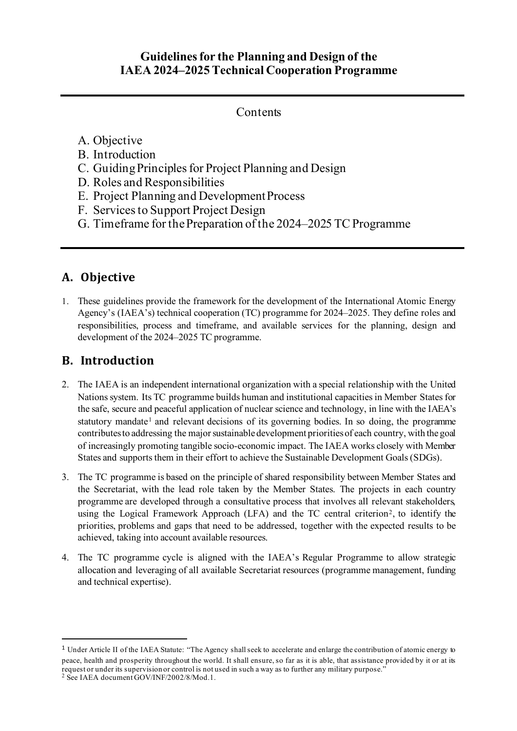# Guidelines for the Planning and Design of the IAEA 2024–2025 Technical Cooperation Programme

Contents

A. Objective
B. Introduction
C. Guiding Principles for Project Planning and Design
D. Roles and Responsibilities
E. Project Planning and Development Process
F. Services to Support Project Design
G. Timeframe for the Preparation of the 2024–2025 TC Programme

## A. Objective

1. These guidelines provide the framework for the development of the International Atomic Energy Agency's (IAEA's) technical cooperation (TC) programme for 2024–2025. They define roles and responsibilities, process and timeframe, and available services for the planning, design and development of the 2024–2025 TC programme.

## B. Introduction

2. The IAEA is an independent international organization with a special relationship with the United Nations system. Its TC programme builds human and institutional capacities in Member States for the safe, secure and peaceful application of nuclear science and technology, in line with the IAEA's statutory mandate[1] and relevant decisions of its governing bodies. In so doing, the programme contributes to addressing the major sustainable development priorities of each country, with the goal of increasingly promoting tangible socio-economic impact. The IAEA works closely with Member States and supports them in their effort to achieve the Sustainable Development Goals (SDGs).

3. The TC programme is based on the principle of shared responsibility between Member States and the Secretariat, with the lead role taken by the Member States. The projects in each country programme are developed through a consultative process that involves all relevant stakeholders, using the Logical Framework Approach (LFA) and the TC central criterion[2], to identify the priorities, problems and gaps that need to be addressed, together with the expected results to be achieved, taking into account available resources.

4. The TC programme cycle is aligned with the IAEA's Regular Programme to allow strategic allocation and leveraging of all available Secretariat resources (programme management, funding and technical expertise).

---

[1] Under Article II of the IAEA Statute: "The Agency shall seek to accelerate and enlarge the contribution of atomic energy to peace, health and prosperity throughout the world. It shall ensure, so far as it is able, that assistance provided by it or at its request or under its supervision or control is not used in such a way as to further any military purpose."

[2] See IAEA document GOV/INF/2002/8/Mod.1.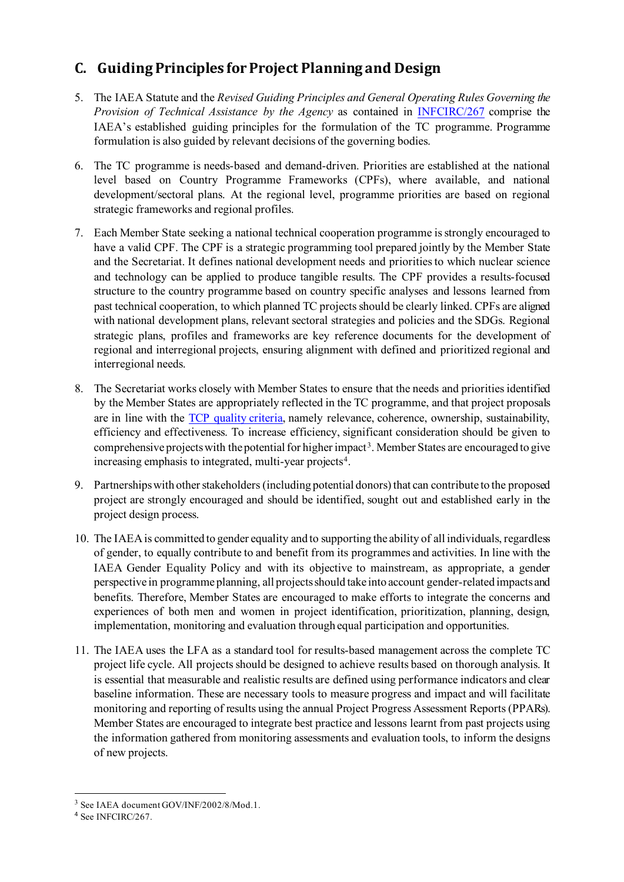## C. Guiding Principles for Project Planning and Design

5. The IAEA Statute and the *Revised Guiding Principles and General Operating Rules Governing the Provision of Technical Assistance by the Agency* as contained in INFCIRC/267 comprise the IAEA's established guiding principles for the formulation of the TC programme. Programme formulation is also guided by relevant decisions of the governing bodies.

6. The TC programme is needs-based and demand-driven. Priorities are established at the national level based on Country Programme Frameworks (CPFs), where available, and national development/sectoral plans. At the regional level, programme priorities are based on regional strategic frameworks and regional profiles.

7. Each Member State seeking a national technical cooperation programme is strongly encouraged to have a valid CPF. The CPF is a strategic programming tool prepared jointly by the Member State and the Secretariat. It defines national development needs and priorities to which nuclear science and technology can be applied to produce tangible results. The CPF provides a results-focused structure to the country programme based on country specific analyses and lessons learned from past technical cooperation, to which planned TC projects should be clearly linked. CPFs are aligned with national development plans, relevant sectoral strategies and policies and the SDGs. Regional strategic plans, profiles and frameworks are key reference documents for the development of regional and interregional projects, ensuring alignment with defined and prioritized regional and interregional needs.

8. The Secretariat works closely with Member States to ensure that the needs and priorities identified by the Member States are appropriately reflected in the TC programme, and that project proposals are in line with the TCP quality criteria, namely relevance, coherence, ownership, sustainability, efficiency and effectiveness. To increase efficiency, significant consideration should be given to comprehensive projects with the potential for higher impact[3]. Member States are encouraged to give increasing emphasis to integrated, multi-year projects[4].

9. Partnerships with other stakeholders (including potential donors) that can contribute to the proposed project are strongly encouraged and should be identified, sought out and established early in the project design process.

10. The IAEA is committed to gender equality and to supporting the ability of all individuals, regardless of gender, to equally contribute to and benefit from its programmes and activities. In line with the IAEA Gender Equality Policy and with its objective to mainstream, as appropriate, a gender perspective in programme planning, all projects should take into account gender-related impacts and benefits. Therefore, Member States are encouraged to make efforts to integrate the concerns and experiences of both men and women in project identification, prioritization, planning, design, implementation, monitoring and evaluation through equal participation and opportunities.

11. The IAEA uses the LFA as a standard tool for results-based management across the complete TC project life cycle. All projects should be designed to achieve results based on thorough analysis. It is essential that measurable and realistic results are defined using performance indicators and clear baseline information. These are necessary tools to measure progress and impact and will facilitate monitoring and reporting of results using the annual Project Progress Assessment Reports (PPARs). Member States are encouraged to integrate best practice and lessons learnt from past projects using the information gathered from monitoring assessments and evaluation tools, to inform the designs of new projects.

---

[3] See IAEA document GOV/INF/2002/8/Mod.1.

[4] See INFCIRC/267.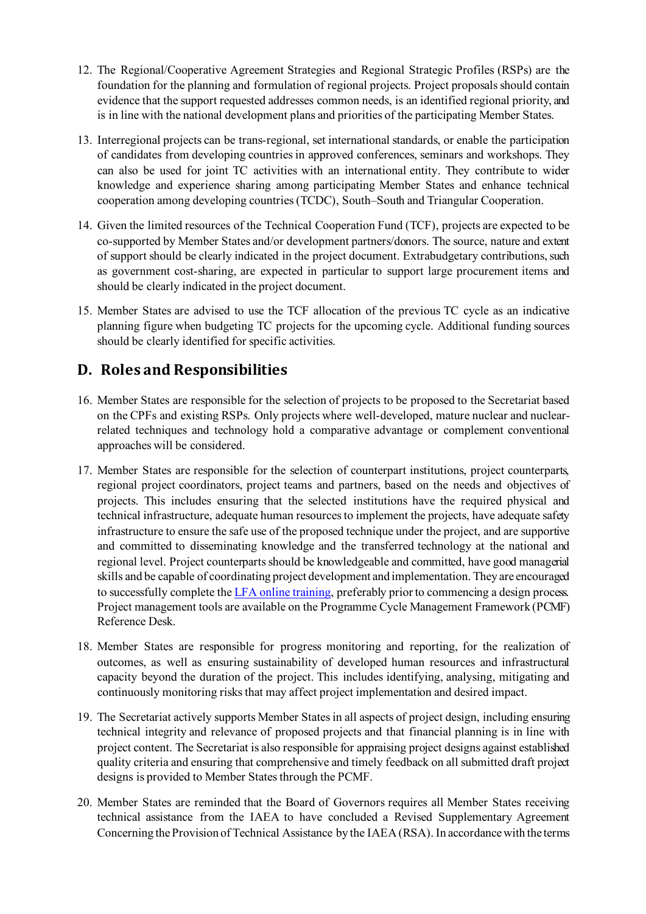12. The Regional/Cooperative Agreement Strategies and Regional Strategic Profiles (RSPs) are the foundation for the planning and formulation of regional projects. Project proposals should contain evidence that the support requested addresses common needs, is an identified regional priority, and is in line with the national development plans and priorities of the participating Member States.

13. Interregional projects can be trans-regional, set international standards, or enable the participation of candidates from developing countries in approved conferences, seminars and workshops. They can also be used for joint TC activities with an international entity. They contribute to wider knowledge and experience sharing among participating Member States and enhance technical cooperation among developing countries (TCDC), South–South and Triangular Cooperation.

14. Given the limited resources of the Technical Cooperation Fund (TCF), projects are expected to be co-supported by Member States and/or development partners/donors. The source, nature and extent of support should be clearly indicated in the project document. Extrabudgetary contributions, such as government cost-sharing, are expected in particular to support large procurement items and should be clearly indicated in the project document.

15. Member States are advised to use the TCF allocation of the previous TC cycle as an indicative planning figure when budgeting TC projects for the upcoming cycle. Additional funding sources should be clearly identified for specific activities.

## D. Roles and Responsibilities

16. Member States are responsible for the selection of projects to be proposed to the Secretariat based on the CPFs and existing RSPs. Only projects where well-developed, mature nuclear and nuclear-related techniques and technology hold a comparative advantage or complement conventional approaches will be considered.

17. Member States are responsible for the selection of counterpart institutions, project counterparts, regional project coordinators, project teams and partners, based on the needs and objectives of projects. This includes ensuring that the selected institutions have the required physical and technical infrastructure, adequate human resources to implement the projects, have adequate safety infrastructure to ensure the safe use of the proposed technique under the project, and are supportive and committed to disseminating knowledge and the transferred technology at the national and regional level. Project counterparts should be knowledgeable and committed, have good managerial skills and be capable of coordinating project development and implementation. They are encouraged to successfully complete the LFA online training, preferably prior to commencing a design process. Project management tools are available on the Programme Cycle Management Framework (PCMF) Reference Desk.

18. Member States are responsible for progress monitoring and reporting, for the realization of outcomes, as well as ensuring sustainability of developed human resources and infrastructural capacity beyond the duration of the project. This includes identifying, analysing, mitigating and continuously monitoring risks that may affect project implementation and desired impact.

19. The Secretariat actively supports Member States in all aspects of project design, including ensuring technical integrity and relevance of proposed projects and that financial planning is in line with project content. The Secretariat is also responsible for appraising project designs against established quality criteria and ensuring that comprehensive and timely feedback on all submitted draft project designs is provided to Member States through the PCMF.

20. Member States are reminded that the Board of Governors requires all Member States receiving technical assistance from the IAEA to have concluded a Revised Supplementary Agreement Concerning the Provision of Technical Assistance by the IAEA (RSA). In accordance with the terms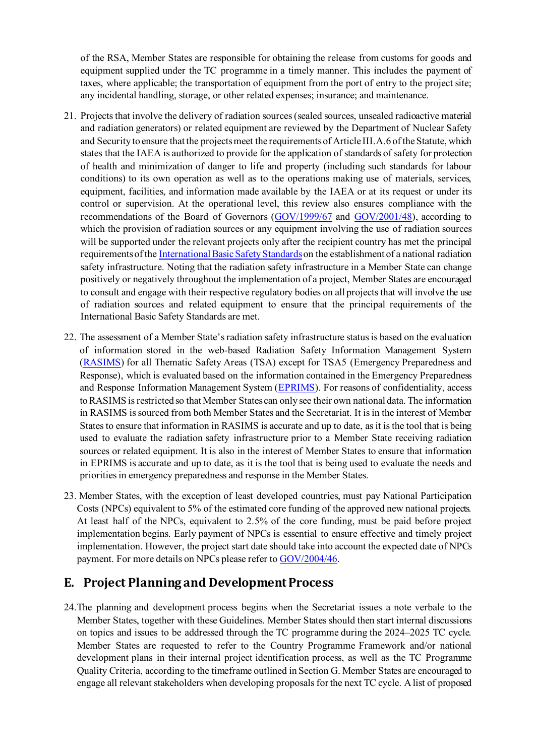of the RSA, Member States are responsible for obtaining the release from customs for goods and equipment supplied under the TC programme in a timely manner. This includes the payment of taxes, where applicable; the transportation of equipment from the port of entry to the project site; any incidental handling, storage, or other related expenses; insurance; and maintenance.

21. Projects that involve the delivery of radiation sources (sealed sources, unsealed radioactive material and radiation generators) or related equipment are reviewed by the Department of Nuclear Safety and Security to ensure that the projects meet the requirements of Article III.A.6 of the Statute, which states that the IAEA is authorized to provide for the application of standards of safety for protection of health and minimization of danger to life and property (including such standards for labour conditions) to its own operation as well as to the operations making use of materials, services, equipment, facilities, and information made available by the IAEA or at its request or under its control or supervision. At the operational level, this review also ensures compliance with the recommendations of the Board of Governors (GOV/1999/67 and GOV/2001/48), according to which the provision of radiation sources or any equipment involving the use of radiation sources will be supported under the relevant projects only after the recipient country has met the principal requirements of the International Basic Safety Standards on the establishment of a national radiation safety infrastructure. Noting that the radiation safety infrastructure in a Member State can change positively or negatively throughout the implementation of a project, Member States are encouraged to consult and engage with their respective regulatory bodies on all projects that will involve the use of radiation sources and related equipment to ensure that the principal requirements of the International Basic Safety Standards are met.

22. The assessment of a Member State's radiation safety infrastructure status is based on the evaluation of information stored in the web-based Radiation Safety Information Management System (RASIMS) for all Thematic Safety Areas (TSA) except for TSA5 (Emergency Preparedness and Response), which is evaluated based on the information contained in the Emergency Preparedness and Response Information Management System (EPRIMS). For reasons of confidentiality, access to RASIMS is restricted so that Member States can only see their own national data. The information in RASIMS is sourced from both Member States and the Secretariat. It is in the interest of Member States to ensure that information in RASIMS is accurate and up to date, as it is the tool that is being used to evaluate the radiation safety infrastructure prior to a Member State receiving radiation sources or related equipment. It is also in the interest of Member States to ensure that information in EPRIMS is accurate and up to date, as it is the tool that is being used to evaluate the needs and priorities in emergency preparedness and response in the Member States.

23. Member States, with the exception of least developed countries, must pay National Participation Costs (NPCs) equivalent to 5% of the estimated core funding of the approved new national projects. At least half of the NPCs, equivalent to 2.5% of the core funding, must be paid before project implementation begins. Early payment of NPCs is essential to ensure effective and timely project implementation. However, the project start date should take into account the expected date of NPCs payment. For more details on NPCs please refer to GOV/2004/46.

## E. Project Planning and Development Process

24. The planning and development process begins when the Secretariat issues a note verbale to the Member States, together with these Guidelines. Member States should then start internal discussions on topics and issues to be addressed through the TC programme during the 2024–2025 TC cycle. Member States are requested to refer to the Country Programme Framework and/or national development plans in their internal project identification process, as well as the TC Programme Quality Criteria, according to the timeframe outlined in Section G. Member States are encouraged to engage all relevant stakeholders when developing proposals for the next TC cycle. A list of proposed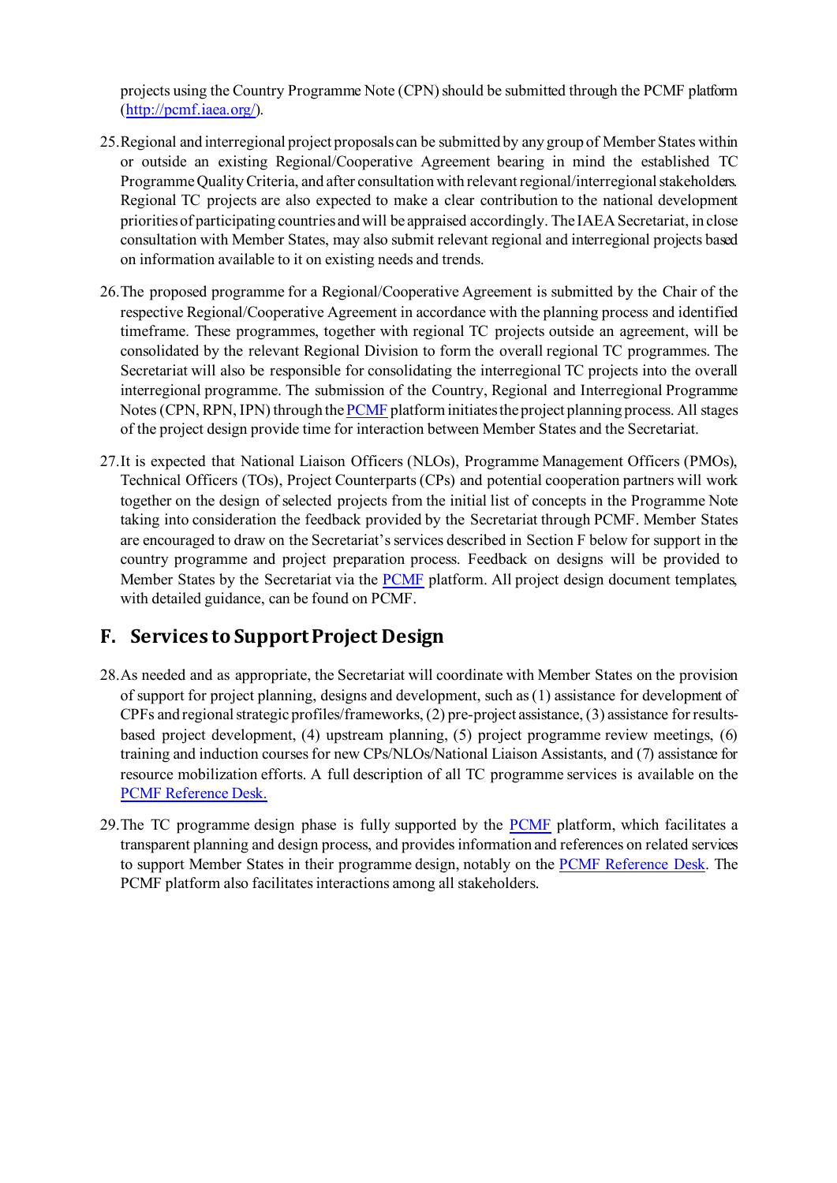projects using the Country Programme Note (CPN) should be submitted through the PCMF platform (http://pcmf.iaea.org/).

25. Regional and interregional project proposals can be submitted by any group of Member States within or outside an existing Regional/Cooperative Agreement bearing in mind the established TC Programme Quality Criteria, and after consultation with relevant regional/interregional stakeholders. Regional TC projects are also expected to make a clear contribution to the national development priorities of participating countries and will be appraised accordingly. The IAEA Secretariat, in close consultation with Member States, may also submit relevant regional and interregional projects based on information available to it on existing needs and trends.

26. The proposed programme for a Regional/Cooperative Agreement is submitted by the Chair of the respective Regional/Cooperative Agreement in accordance with the planning process and identified timeframe. These programmes, together with regional TC projects outside an agreement, will be consolidated by the relevant Regional Division to form the overall regional TC programmes. The Secretariat will also be responsible for consolidating the interregional TC projects into the overall interregional programme. The submission of the Country, Regional and Interregional Programme Notes (CPN, RPN, IPN) through the PCMF platform initiates the project planning process. All stages of the project design provide time for interaction between Member States and the Secretariat.

27. It is expected that National Liaison Officers (NLOs), Programme Management Officers (PMOs), Technical Officers (TOs), Project Counterparts (CPs) and potential cooperation partners will work together on the design of selected projects from the initial list of concepts in the Programme Note taking into consideration the feedback provided by the Secretariat through PCMF. Member States are encouraged to draw on the Secretariat's services described in Section F below for support in the country programme and project preparation process. Feedback on designs will be provided to Member States by the Secretariat via the PCMF platform. All project design document templates, with detailed guidance, can be found on PCMF.

## F. Services to Support Project Design

28. As needed and as appropriate, the Secretariat will coordinate with Member States on the provision of support for project planning, designs and development, such as (1) assistance for development of CPFs and regional strategic profiles/frameworks, (2) pre-project assistance, (3) assistance for results-based project development, (4) upstream planning, (5) project programme review meetings, (6) training and induction courses for new CPs/NLOs/National Liaison Assistants, and (7) assistance for resource mobilization efforts. A full description of all TC programme services is available on the PCMF Reference Desk.

29. The TC programme design phase is fully supported by the PCMF platform, which facilitates a transparent planning and design process, and provides information and references on related services to support Member States in their programme design, notably on the PCMF Reference Desk. The PCMF platform also facilitates interactions among all stakeholders.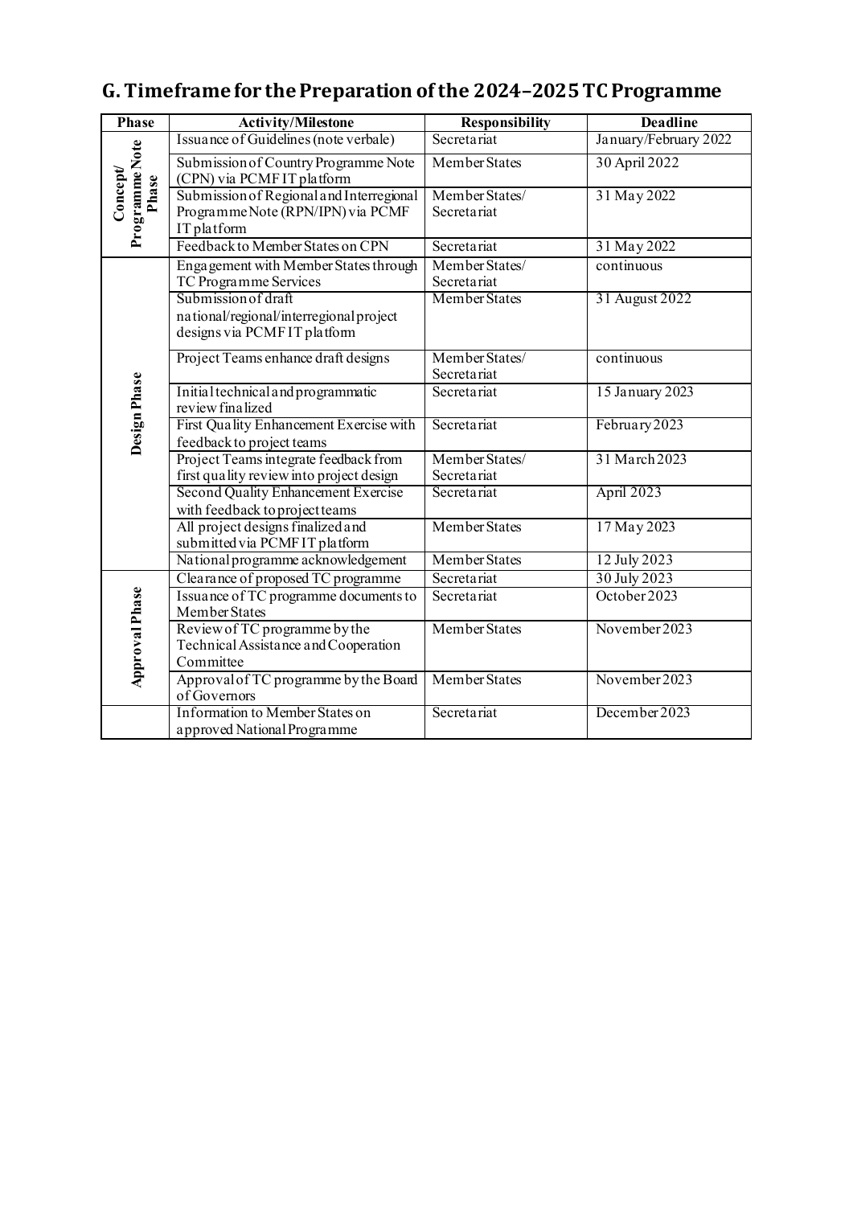## G. Timeframe for the Preparation of the 2024–2025 TC Programme

| Phase | Activity/Milestone | Responsibility | Deadline |
|---|---|---|---|
| Concept/ Programme Note Phase | Issuance of Guidelines (note verbale) | Secretariat | January/February 2022 |
| | Submission of Country Programme Note (CPN) via PCMF IT platform | Member States | 30 April 2022 |
| | Submission of Regional and Interregional Programme Note (RPN/IPN) via PCMF IT platform | Member States/ Secretariat | 31 May 2022 |
| | Feedback to Member States on CPN | Secretariat | 31 May 2022 |
| Design Phase | Engagement with Member States through TC Programme Services | Member States/ Secretariat | continuous |
| | Submission of draft national/regional/interregional project designs via PCMF IT platform | Member States | 31 August 2022 |
| | Project Teams enhance draft designs | Member States/ Secretariat | continuous |
| | Initial technical and programmatic review finalized | Secretariat | 15 January 2023 |
| | First Quality Enhancement Exercise with feedback to project teams | Secretariat | February 2023 |
| | Project Teams integrate feedback from first quality review into project design | Member States/ Secretariat | 31 March 2023 |
| | Second Quality Enhancement Exercise with feedback to project teams | Secretariat | April 2023 |
| | All project designs finalized and submitted via PCMF IT platform | Member States | 17 May 2023 |
| | National programme acknowledgement | Member States | 12 July 2023 |
| Approval Phase | Clearance of proposed TC programme | Secretariat | 30 July 2023 |
| | Issuance of TC programme documents to Member States | Secretariat | October 2023 |
| | Review of TC programme by the Technical Assistance and Cooperation Committee | Member States | November 2023 |
| | Approval of TC programme by the Board of Governors | Member States | November 2023 |
| | Information to Member States on approved National Programme | Secretariat | December 2023 |